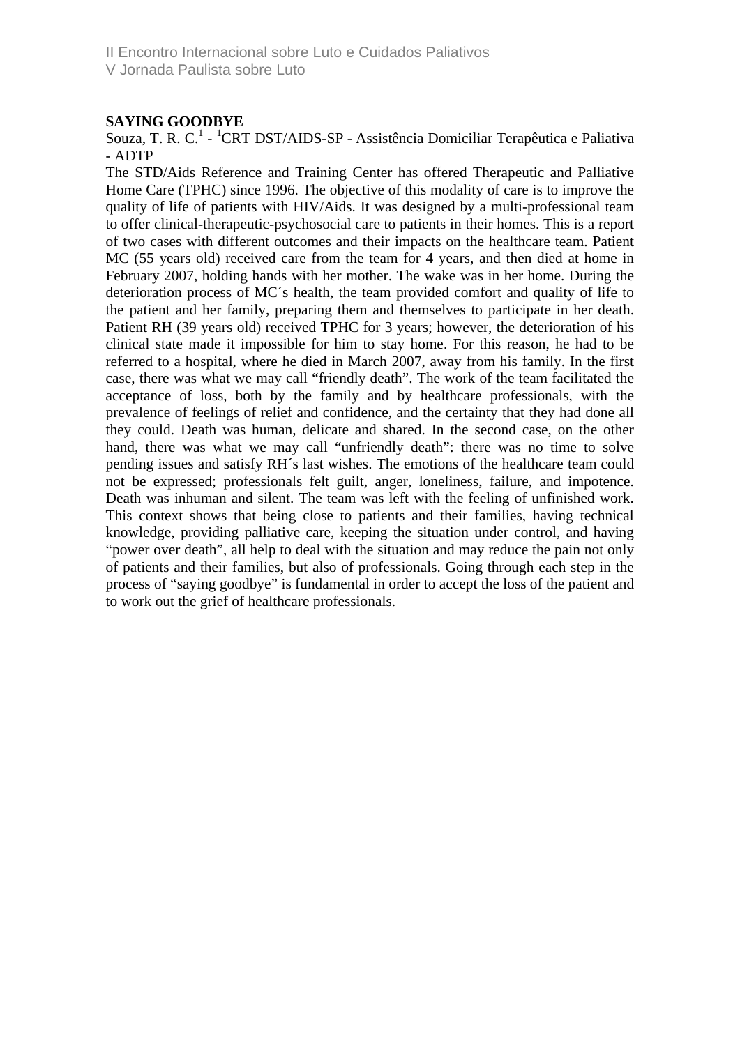## SAYING GOODBYE

Souza, T. R. C.[1] - [1]CRT DST/AIDS-SP - Assistência Domiciliar Terapêutica e Paliativa - ADTP

The STD/Aids Reference and Training Center has offered Therapeutic and Palliative Home Care (TPHC) since 1996. The objective of this modality of care is to improve the quality of life of patients with HIV/Aids. It was designed by a multi-professional team to offer clinical-therapeutic-psychosocial care to patients in their homes. This is a report of two cases with different outcomes and their impacts on the healthcare team. Patient MC (55 years old) received care from the team for 4 years, and then died at home in February 2007, holding hands with her mother. The wake was in her home. During the deterioration process of MC´s health, the team provided comfort and quality of life to the patient and her family, preparing them and themselves to participate in her death. Patient RH (39 years old) received TPHC for 3 years; however, the deterioration of his clinical state made it impossible for him to stay home. For this reason, he had to be referred to a hospital, where he died in March 2007, away from his family. In the first case, there was what we may call "friendly death". The work of the team facilitated the acceptance of loss, both by the family and by healthcare professionals, with the prevalence of feelings of relief and confidence, and the certainty that they had done all they could. Death was human, delicate and shared. In the second case, on the other hand, there was what we may call "unfriendly death": there was no time to solve pending issues and satisfy RH´s last wishes. The emotions of the healthcare team could not be expressed; professionals felt guilt, anger, loneliness, failure, and impotence. Death was inhuman and silent. The team was left with the feeling of unfinished work. This context shows that being close to patients and their families, having technical knowledge, providing palliative care, keeping the situation under control, and having "power over death", all help to deal with the situation and may reduce the pain not only of patients and their families, but also of professionals. Going through the each step in the process of "saying goodbye" is fundamental in order to accept the loss of the patient and to work out the grief of healthcare professionals.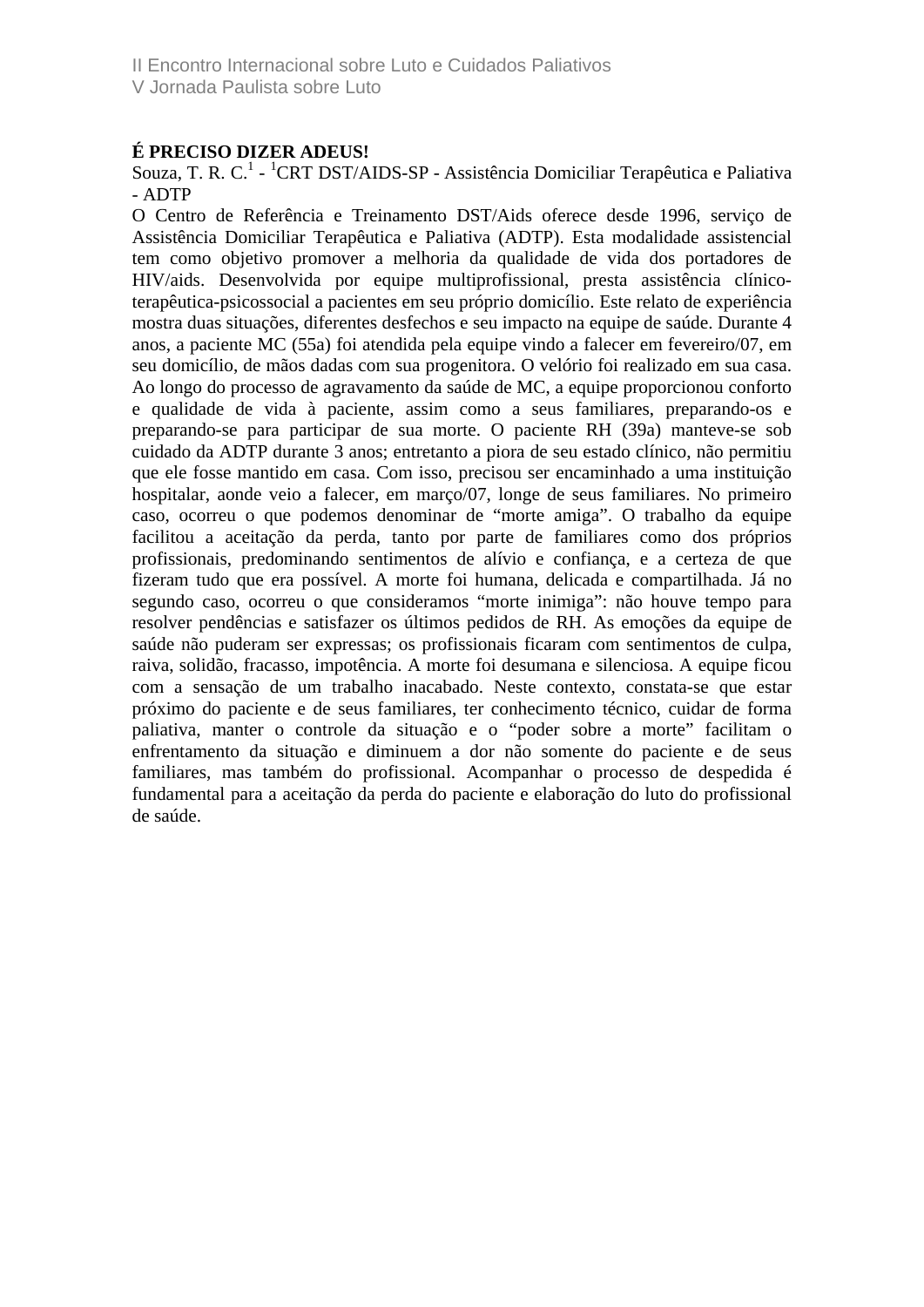**É PRECISO DIZER ADEUS!**

Souza, T. R. C.[1] - [1]CRT DST/AIDS-SP - Assistência Domiciliar Terapêutica e Paliativa - ADTP

O Centro de Referência e Treinamento DST/Aids oferece desde 1996, serviço de Assistência Domiciliar Terapêutica e Paliativa (ADTP). Esta modalidade assistencial tem como objetivo promover a melhoria da qualidade de vida dos portadores de HIV/aids. Desenvolvida por equipe multiprofissional, presta assistência clínico-terapêutica-psicossocial a pacientes em seu próprio domicílio. Este relato de experiência mostra duas situações, diferentes desfechos e seu impacto na equipe de saúde. Durante 4 anos, a paciente MC (55a) foi atendida pela equipe vindo a falecer em fevereiro/07, em seu domicílio, de mãos dadas com sua progenitora. O velório foi realizado em sua casa. Ao longo do processo de agravamento da saúde de MC, a equipe proporcionou conforto e qualidade de vida à paciente, assim como a seus familiares, preparando-os e preparando-se para participar de sua morte. O paciente RH (39a) manteve-se sob cuidado da ADTP durante 3 anos; entretanto a piora de seu estado clínico, não permitiu que ele fosse mantido em casa. Com isso, precisou ser encaminhado a uma instituição hospitalar, aonde veio a falecer, em março/07, longe de seus familiares. No primeiro caso, ocorreu o que podemos denominar de "morte amiga". O trabalho da equipe facilitou a aceitação da perda, tanto por parte de familiares como dos próprios profissionais, predominando sentimentos de alívio e confiança, e a certeza de que fizeram tudo que era possível. A morte foi humana, delicada e compartilhada. Já no segundo caso, ocorreu o que consideramos "morte inimiga": não houve tempo para resolver pendências e satisfazer os últimos pedidos de RH. As emoções da equipe de saúde não puderam ser expressas; os profissionais ficaram com sentimentos de culpa, raiva, solidão, fracasso, impotência. A morte foi desumana e silenciosa. A equipe ficou com a sensação de um trabalho inacabado. Neste contexto, constata-se que estar próximo do paciente e de seus familiares, ter conhecimento técnico, cuidar de forma paliativa, manter o controle da situação e o "poder sobre a morte" facilitam o enfrentamento da situação e diminuem a dor não somente do paciente e de seus familiares, mas também do profissional. Acompanhar o processo de despedida é fundamental para a aceitação da perda do paciente e elaboração do luto do profissional de saúde.